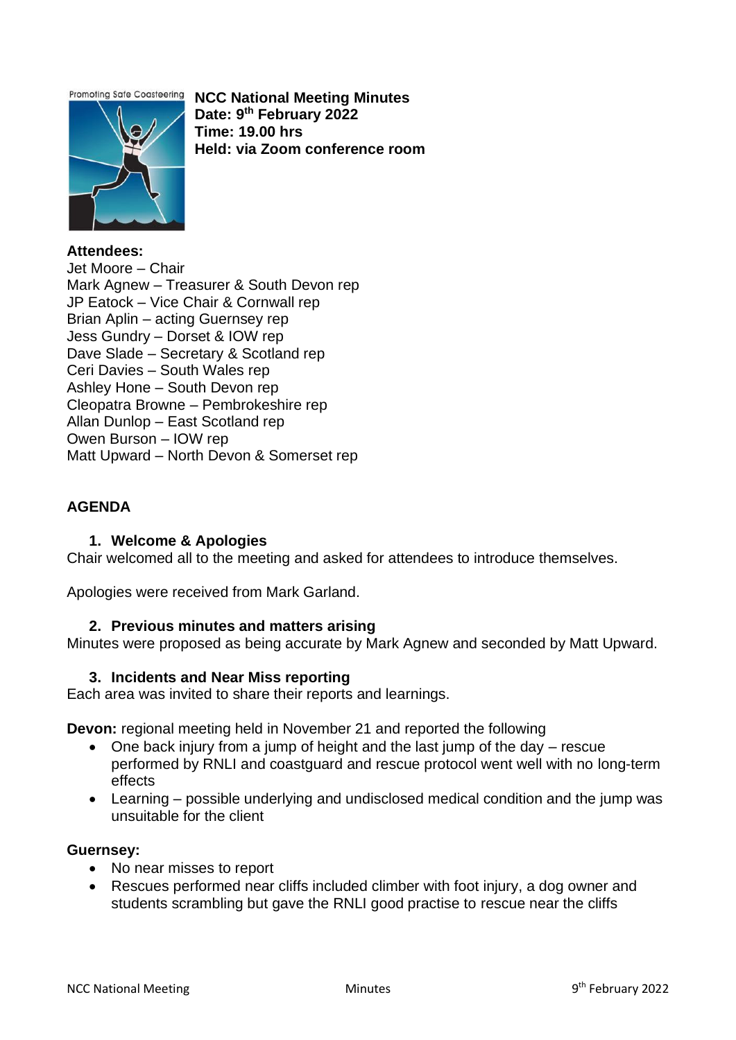Promoting Safe Coasteering

# NCC National Meeting Minutes

**Date: 9th February 2022**
**Time: 19.00 hrs**
**Held: via Zoom conference room**

**Attendees:**
Jet Moore – Chair
Mark Agnew – Treasurer & South Devon rep
JP Eatock – Vice Chair & Cornwall rep
Brian Aplin – acting Guernsey rep
Jess Gundry – Dorset & IOW rep
Dave Slade – Secretary & Scotland rep
Ceri Davies – South Wales rep
Ashley Hone – South Devon rep
Cleopatra Browne – Pembrokeshire rep
Allan Dunlop – East Scotland rep
Owen Burson – IOW rep
Matt Upward – North Devon & Somerset rep

## AGENDA

### 1. Welcome & Apologies

Chair welcomed all to the meeting and asked for attendees to introduce themselves.

Apologies were received from Mark Garland.

### 2. Previous minutes and matters arising

Minutes were proposed as being accurate by Mark Agnew and seconded by Matt Upward.

### 3. Incidents and Near Miss reporting

Each area was invited to share their reports and learnings.

**Devon:** regional meeting held in November 21 and reported the following

- One back injury from a jump of height and the last jump of the day – rescue performed by RNLI and coastguard and rescue protocol went well with no long-term effects
- Learning – possible underlying and undisclosed medical condition and the jump was unsuitable for the client

**Guernsey:**

- No near misses to report
- Rescues performed near cliffs included climber with foot injury, a dog owner and students scrambling but gave the RNLI good practise to rescue near the cliffs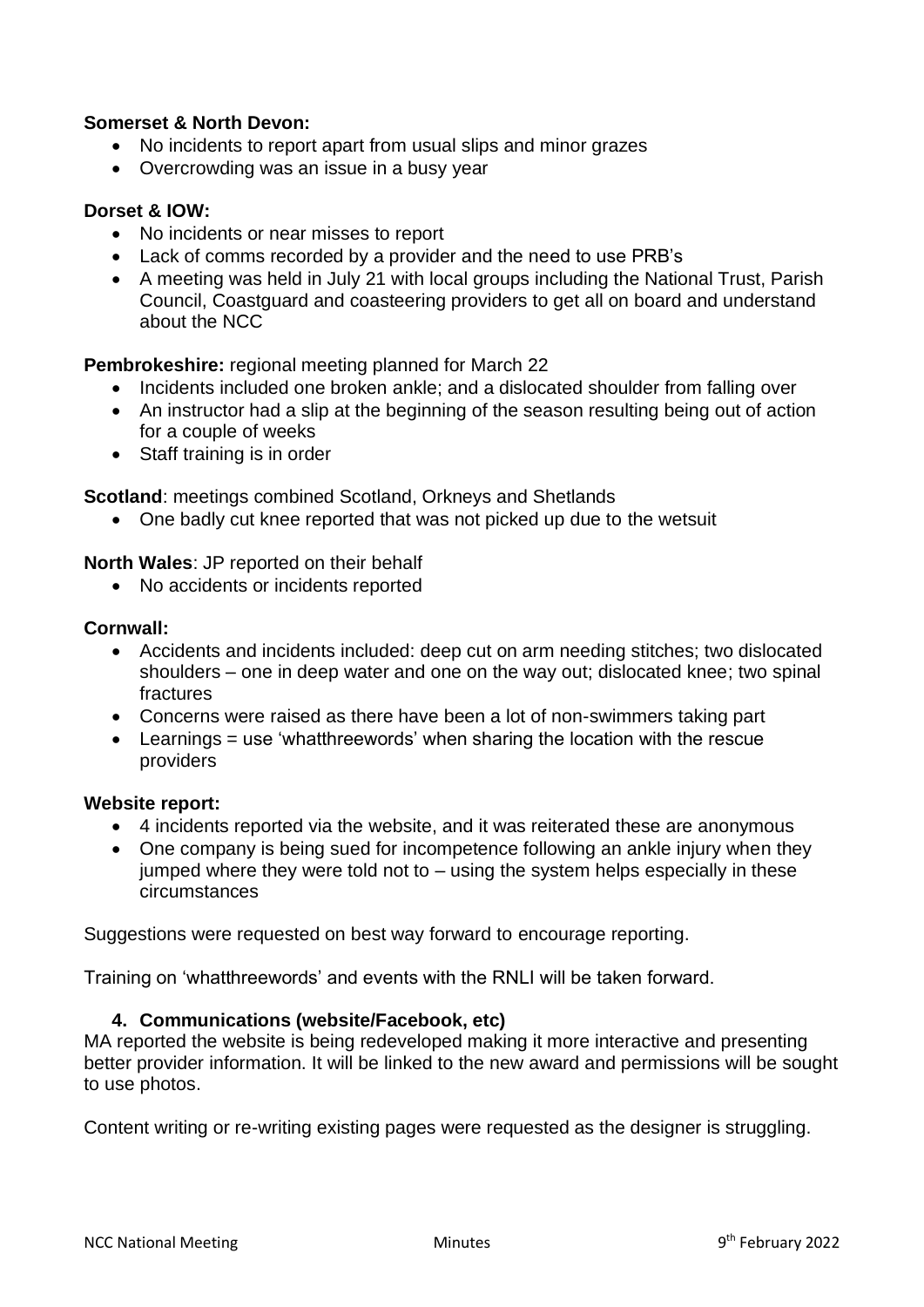**Somerset & North Devon:**

- No incidents to report apart from usual slips and minor grazes
- Overcrowding was an issue in a busy year

**Dorset & IOW:**

- No incidents or near misses to report
- Lack of comms recorded by a provider and the need to use PRB's
- A meeting was held in July 21 with local groups including the National Trust, Parish Council, Coastguard and coasteering providers to get all on board and understand about the NCC

**Pembrokeshire:** regional meeting planned for March 22

- Incidents included one broken ankle; and a dislocated shoulder from falling over
- An instructor had a slip at the beginning of the season resulting being out of action for a couple of weeks
- Staff training is in order

**Scotland**: meetings combined Scotland, Orkneys and Shetlands

- One badly cut knee reported that was not picked up due to the wetsuit

**North Wales**: JP reported on their behalf

- No accidents or incidents reported

**Cornwall:**

- Accidents and incidents included: deep cut on arm needing stitches; two dislocated shoulders – one in deep water and one on the way out; dislocated knee; two spinal fractures
- Concerns were raised as there have been a lot of non-swimmers taking part
- Learnings = use 'whatthreewords' when sharing the location with the rescue providers

**Website report:**

- 4 incidents reported via the website, and it was reiterated these are anonymous
- One company is being sued for incompetence following an ankle injury when they jumped where they were told not to – using the system helps especially in these circumstances

Suggestions were requested on best way forward to encourage reporting.

Training on 'whatthreewords' and events with the RNLI will be taken forward.

**4. Communications (website/Facebook, etc)**

MA reported the website is being redeveloped making it more interactive and presenting better provider information. It will be linked to the new award and permissions will be sought to use photos.

Content writing or re-writing existing pages were requested as the designer is struggling.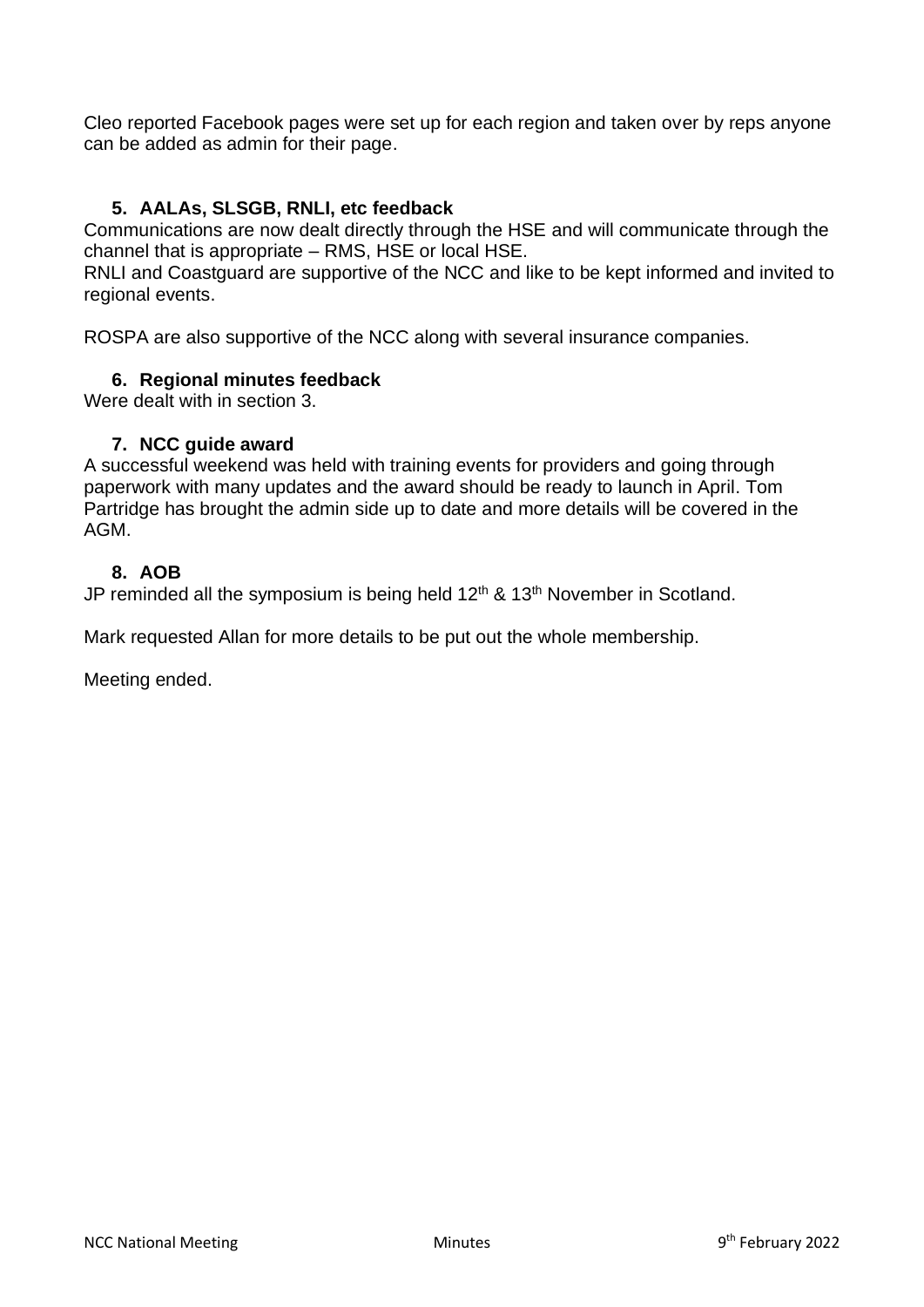Cleo reported Facebook pages were set up for each region and taken over by reps anyone can be added as admin for their page.

5. **AALAs, SLSGB, RNLI, etc feedback**

Communications are now dealt directly through the HSE and will communicate through the channel that is appropriate – RMS, HSE or local HSE.
RNLI and Coastguard are supportive of the NCC and like to be kept informed and invited to regional events.

ROSPA are also supportive of the NCC along with several insurance companies.

6. **Regional minutes feedback**

Were dealt with in section 3.

7. **NCC guide award**

A successful weekend was held with training events for providers and going through paperwork with many updates and the award should be ready to launch in April. Tom Partridge has brought the admin side up to date and more details will be covered in the AGM.

8. **AOB**

JP reminded all the symposium is being held 12th & 13th November in Scotland.

Mark requested Allan for more details to be put out the whole membership.

Meeting ended.